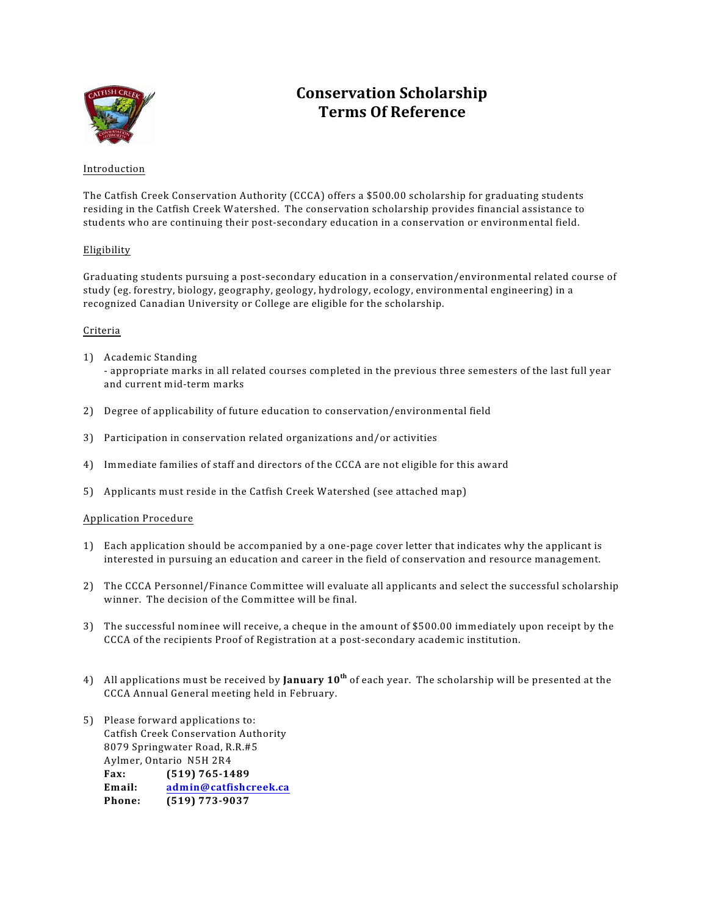# Conservation Scholarship
# Terms Of Reference

Introduction

The Catfish Creek Conservation Authority (CCCA) offers a $500.00 scholarship for graduating students residing in the Catfish Creek Watershed. The conservation scholarship provides financial assistance to students who are continuing their post-secondary education in a conservation or environmental field.

Eligibility

Graduating students pursuing a post-secondary education in a conservation/environmental related course of study (eg. forestry, biology, geography, geology, hydrology, ecology, environmental engineering) in a recognized Canadian University or College are eligible for the scholarship.

Criteria

1) Academic Standing
   - appropriate marks in all related courses completed in the previous three semesters of the last full year and current mid-term marks

2) Degree of applicability of future education to conservation/environmental field

3) Participation in conservation related organizations and/or activities

4) Immediate families of staff and directors of the CCCA are not eligible for this award

5) Applicants must reside in the Catfish Creek Watershed (see attached map)

Application Procedure

1) Each application should be accompanied by a one-page cover letter that indicates why the applicant is interested in pursuing an education and career in the field of conservation and resource management.

2) The CCCA Personnel/Finance Committee will evaluate all applicants and select the successful scholarship winner. The decision of the Committee will be final.

3) The successful nominee will receive, a cheque in the amount of $500.00 immediately upon receipt by the CCCA of the recipients Proof of Registration at a post-secondary academic institution.

4) All applications must be received by **January 10th** of each year. The scholarship will be presented at the CCCA Annual General meeting held in February.

5) Please forward applications to:
   Catfish Creek Conservation Authority
   8079 Springwater Road, R.R.#5
   Aylmer, Ontario N5H 2R4
   **Fax:** **(519) 765-1489**
   **Email:** **admin@catfishcreek.ca**
   **Phone:** **(519) 773-9037**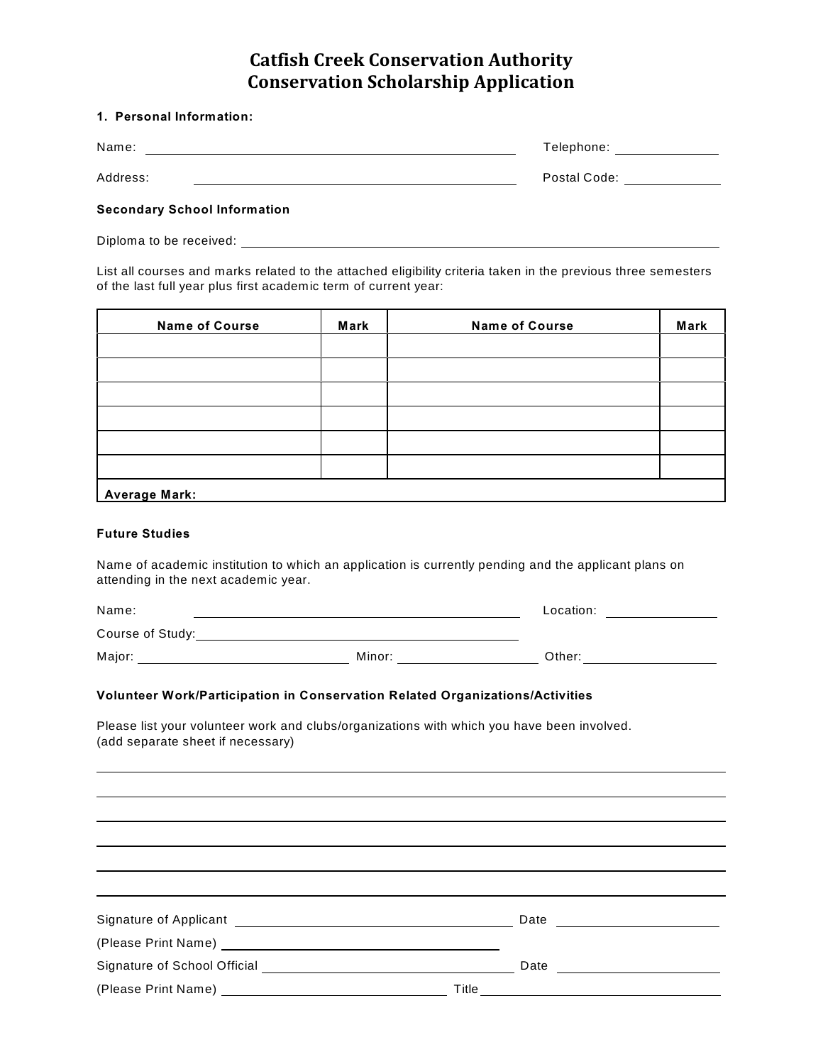# Catfish Creek Conservation Authority
# Conservation Scholarship Application

**1. Personal Information:**

Name: ____________________________________________ Telephone: ______________

Address: ____________________________________________ Postal Code: ______________

**Secondary School Information**

Diploma to be received: ____________________________________________

List all courses and marks related to the attached eligibility criteria taken in the previous three semesters of the last full year plus first academic term of current year:

| Name of Course | Mark | Name of Course | Mark |
|---|---|---|---|
| | | | |
| | | | |
| | | | |
| | | | |
| | | | |
| | | | |
| **Average Mark:** | | | |

**Future Studies**

Name of academic institution to which an application is currently pending and the applicant plans on attending in the next academic year.

Name: ____________________________________________ Location: ______________

Course of Study: ____________________________________________

Major: ______________________ Minor: ______________________ Other: ______________________

**Volunteer Work/Participation in Conservation Related Organizations/Activities**

Please list your volunteer work and clubs/organizations with which you have been involved.
(add separate sheet if necessary)

______________________________________________________________________________

______________________________________________________________________________

______________________________________________________________________________

______________________________________________________________________________

______________________________________________________________________________

______________________________________________________________________________

Signature of Applicant ____________________________________________ Date ______________

(Please Print Name) ____________________________________________

Signature of School Official ____________________________________________ Date ______________

(Please Print Name) ______________________________ Title ______________________________